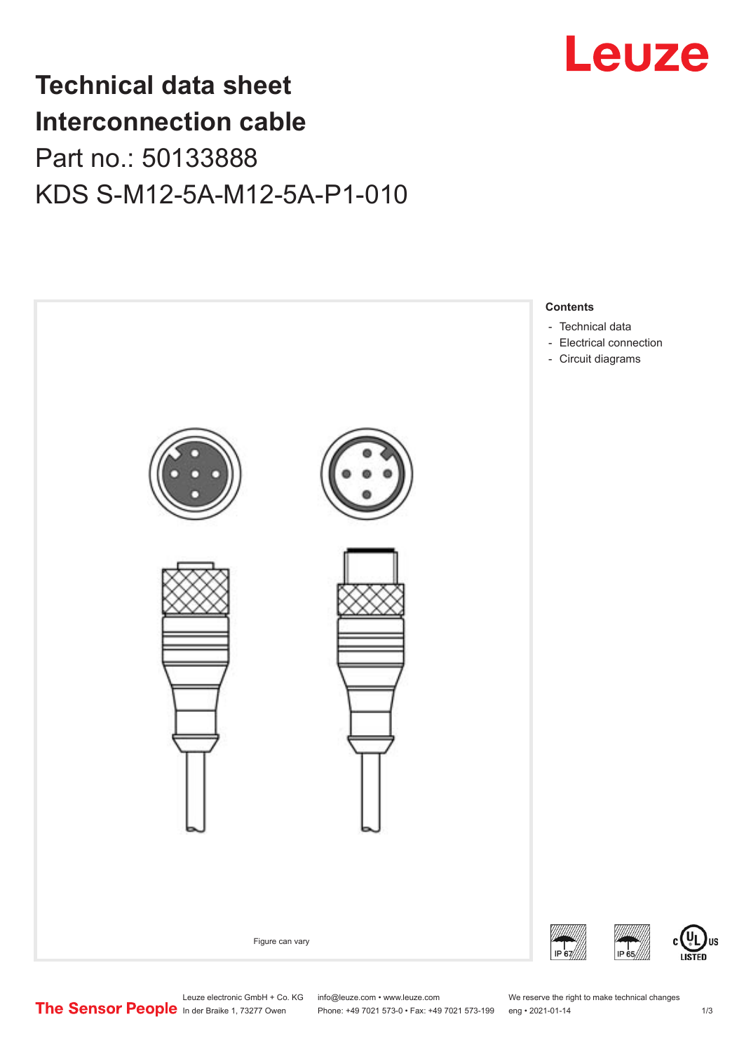# Technical data sheet
# Interconnection cable
## Part no.: 50133888
## KDS S-M12-5A-M12-5A-P1-010

Figure can vary

**Contents**

- Technical data
- Electrical connection
- Circuit diagrams

Leuze electronic GmbH + Co. KG
In der Braike 1, 73277 Owen

info@leuze.com • www.leuze.com
Phone: +49 7021 573-0 • Fax: +49 7021 573-199

We reserve the right to make technical changes
eng • 2021-01-14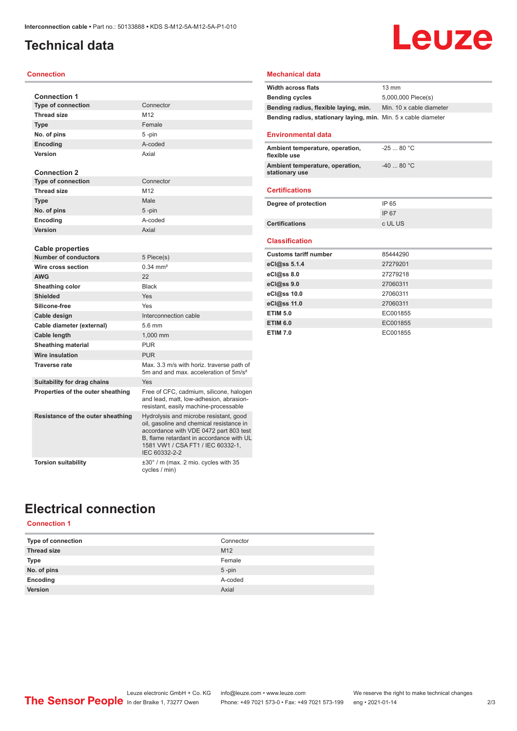# Technical data

## Connection

| Connection 1 | |
|---|---|
| Type of connection | Connector |
| Thread size | M12 |
| Type | Female |
| No. of pins | 5 -pin |
| Encoding | A-coded |
| Version | Axial |

| Connection 2 | |
|---|---|
| Type of connection | Connector |
| Thread size | M12 |
| Type | Male |
| No. of pins | 5 -pin |
| Encoding | A-coded |
| Version | Axial |

| Cable properties | |
|---|---|
| Number of conductors | 5 Piece(s) |
| Wire cross section | 0.34 mm² |
| AWG | 22 |
| Sheathing color | Black |
| Shielded | Yes |
| Silicone-free | Yes |
| Cable design | Interconnection cable |
| Cable diameter (external) | 5.6 mm |
| Cable length | 1,000 mm |
| Sheathing material | PUR |
| Wire insulation | PUR |
| Traverse rate | Max. 3.3 m/s with horiz. traverse path of 5m and and max. acceleration of 5m/s² |
| Suitability for drag chains | Yes |
| Properties of the outer sheathing | Free of CFC, cadmium, silicone, halogen and lead, matt, low-adhesion, abrasion-resistant, easily machine-processable |
| Resistance of the outer sheathing | Hydrolysis and microbe resistant, good oil, gasoline and chemical resistance in accordance with VDE 0472 part 803 test B, flame retardant in accordance with UL 1581 VW1 / CSA FT1 / IEC 60332-1, IEC 60332-2-2 |
| Torsion suitability | ±30° / m (max. 2 mio. cycles with 35 cycles / min) |

## Mechanical data

| | |
|---|---|
| Width across flats | 13 mm |
| Bending cycles | 5,000,000 Piece(s) |
| Bending radius, flexible laying, min. | Min. 10 x cable diameter |
| Bending radius, stationary laying, min. | Min. 5 x cable diameter |

## Environmental data

| | |
|---|---|
| Ambient temperature, operation, flexible use | -25 ... 80 °C |
| Ambient temperature, operation, stationary use | -40 ... 80 °C |

## Certifications

| | |
|---|---|
| Degree of protection | IP 65 |
| | IP 67 |
| Certifications | c UL US |

## Classification

| | |
|---|---|
| Customs tariff number | 85444290 |
| eCl@ss 5.1.4 | 27279201 |
| eCl@ss 8.0 | 27279218 |
| eCl@ss 9.0 | 27060311 |
| eCl@ss 10.0 | 27060311 |
| eCl@ss 11.0 | 27060311 |
| ETIM 5.0 | EC001855 |
| ETIM 6.0 | EC001855 |
| ETIM 7.0 | EC001855 |

# Electrical connection

## Connection 1

| | |
|---|---|
| Type of connection | Connector |
| Thread size | M12 |
| Type | Female |
| No. of pins | 5 -pin |
| Encoding | A-coded |
| Version | Axial |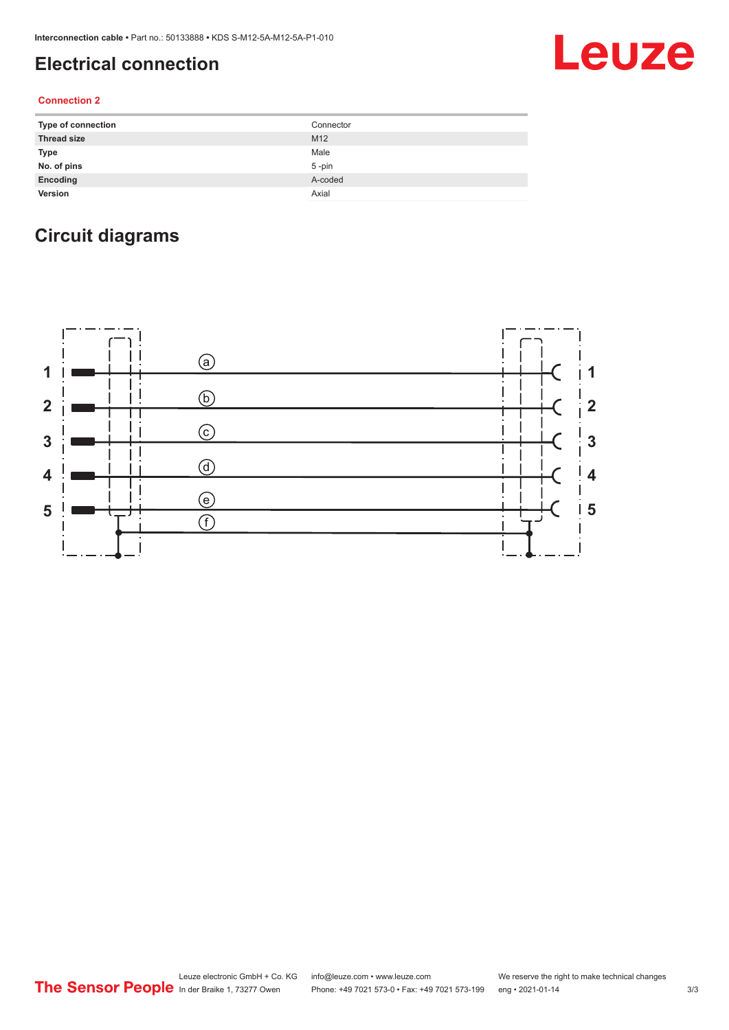# Electrical connection

### Connection 2

| | |
|---|---|
| **Type of connection** | Connector |
| **Thread size** | M12 |
| **Type** | Male |
| **No. of pins** | 5 -pin |
| **Encoding** | A-coded |
| **Version** | Axial |

# Circuit diagrams

1
2
3
4
5
a
b
c
d
e
f
1
2
3
4
5